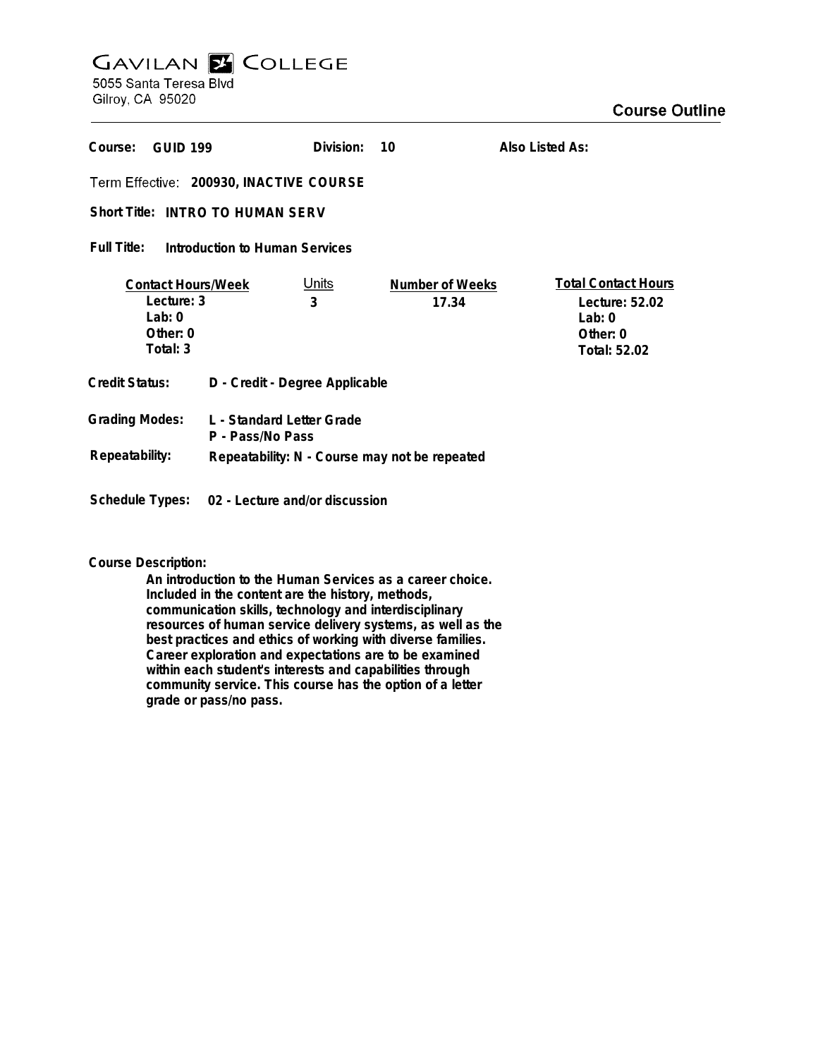# GAVILAN COLLEGE

5055 Santa Teresa Blvd
Gilroy, CA 95020

## Course Outline

**Course:** GUID 199 **Division:** 10 **Also Listed As:**

**Term Effective:** 200930, INACTIVE COURSE

**Short Title:** INTRO TO HUMAN SERV

**Full Title:** Introduction to Human Services

| Contact Hours/Week | Units | Number of Weeks | Total Contact Hours |
|---|---|---|---|
| Lecture: 3 | 3 | 17.34 | Lecture: 52.02 |
| Lab: 0 | | | Lab: 0 |
| Other: 0 | | | Other: 0 |
| Total: 3 | | | Total: 52.02 |

**Credit Status:** D - Credit - Degree Applicable

**Grading Modes:** L - Standard Letter Grade
P - Pass/No Pass

**Repeatability:** Repeatability: N - Course may not be repeated

**Schedule Types:** 02 - Lecture and/or discussion

**Course Description:**

An introduction to the Human Services as a career choice. Included in the content are the history, methods, communication skills, technology and interdisciplinary resources of human service delivery systems, as well as the best practices and ethics of working with diverse families. Career exploration and expectations are to be examined within each student's interests and capabilities through community service. This course has the option of a letter grade or pass/no pass.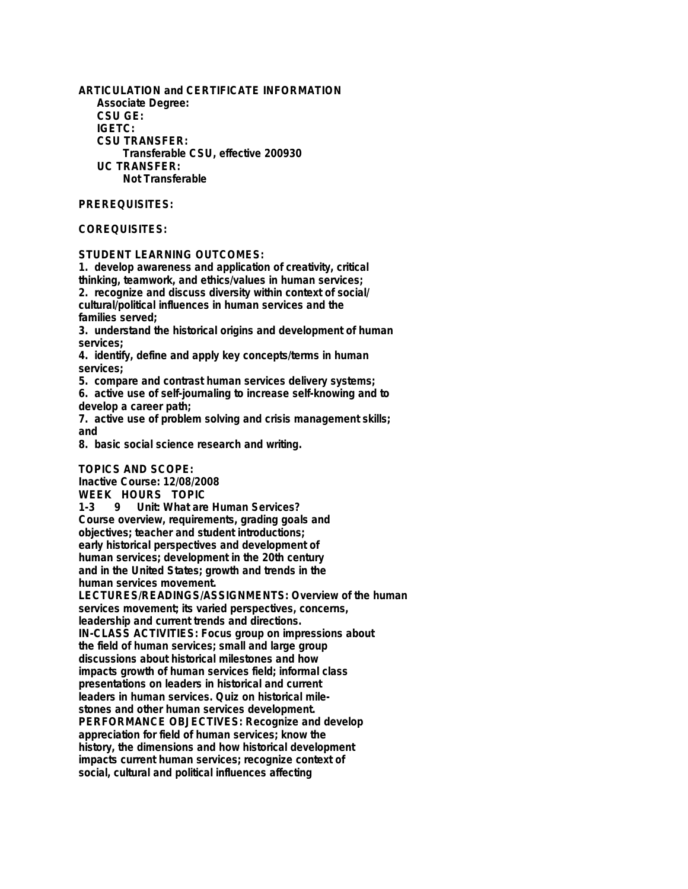**ARTICULATION and CERTIFICATE INFORMATION**

**Associate Degree:**

**CSU GE:**

**IGETC:**

**CSU TRANSFER:**

Transferable CSU, effective 200930

**UC TRANSFER:**

Not Transferable

**PREREQUISITES:**

**COREQUISITES:**

**STUDENT LEARNING OUTCOMES:**

1. develop awareness and application of creativity, critical thinking, teamwork, and ethics/values in human services;
2. recognize and discuss diversity within context of social/cultural/political influences in human services and the families served;
3. understand the historical origins and development of human services;
4. identify, define and apply key concepts/terms in human services;
5. compare and contrast human services delivery systems;
6. active use of self-journaling to increase self-knowing and to develop a career path;
7. active use of problem solving and crisis management skills; and
8. basic social science research and writing.

**TOPICS AND SCOPE:**

Inactive Course: 12/08/2008

WEEK HOURS TOPIC

1-3 9 Unit: What are Human Services?

Course overview, requirements, grading goals and objectives; teacher and student introductions; early historical perspectives and development of human services; development in the 20th century and in the United States; growth and trends in the human services movement.

LECTURES/READINGS/ASSIGNMENTS: Overview of the human services movement; its varied perspectives, concerns, leadership and current trends and directions.

IN-CLASS ACTIVITIES: Focus group on impressions about the field of human services; small and large group discussions about historical milestones and how impacts growth of human services field; informal class presentations on leaders in historical and current leaders in human services. Quiz on historical milestones and other human services development.

PERFORMANCE OBJECTIVES: Recognize and develop appreciation for field of human services; know the history, the dimensions and how historical development impacts current human services; recognize context of social, cultural and political influences affecting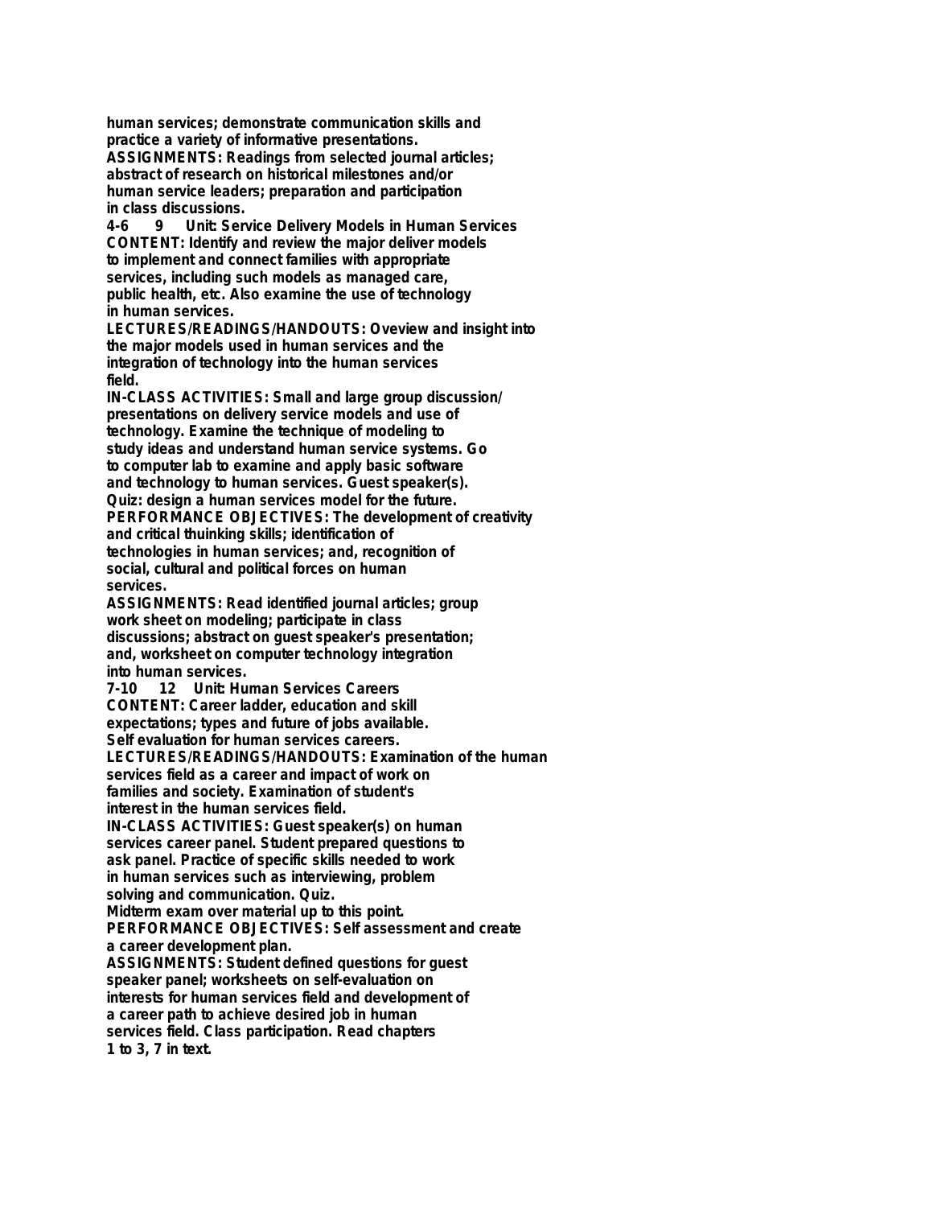human services; demonstrate communication skills and practice a variety of informative presentations.
ASSIGNMENTS: Readings from selected journal articles; abstract of research on historical milestones and/or human service leaders; preparation and participation in class discussions.

4-6 9 Unit: Service Delivery Models in Human Services
CONTENT: Identify and review the major deliver models to implement and connect families with appropriate services, including such models as managed care, public health, etc. Also examine the use of technology in human services.
LECTURES/READINGS/HANDOUTS: Oveview and insight into the major models used in human services and the integration of technology into the human services field.
IN-CLASS ACTIVITIES: Small and large group discussion/ presentations on delivery service models and use of technology. Examine the technique of modeling to study ideas and understand human service systems. Go to computer lab to examine and apply basic software and technology to human services. Guest speaker(s). Quiz: design a human services model for the future.
PERFORMANCE OBJECTIVES: The development of creativity and critical thuinking skills; identification of technologies in human services; and, recognition of social, cultural and political forces on human services.
ASSIGNMENTS: Read identified journal articles; group work sheet on modeling; participate in class discussions; abstract on guest speaker's presentation; and, worksheet on computer technology integration into human services.

7-10 12 Unit: Human Services Careers
CONTENT: Career ladder, education and skill expectations; types and future of jobs available. Self evaluation for human services careers.
LECTURES/READINGS/HANDOUTS: Examination of the human services field as a career and impact of work on families and society. Examination of student's interest in the human services field.
IN-CLASS ACTIVITIES: Guest speaker(s) on human services career panel. Student prepared questions to ask panel. Practice of specific skills needed to work in human services such as interviewing, problem solving and communication. Quiz.
Midterm exam over material up to this point.
PERFORMANCE OBJECTIVES: Self assessment and create a career development plan.
ASSIGNMENTS: Student defined questions for guest speaker panel; worksheets on self-evaluation on interests for human services field and development of a career path to achieve desired job in human services field. Class participation. Read chapters 1 to 3, 7 in text.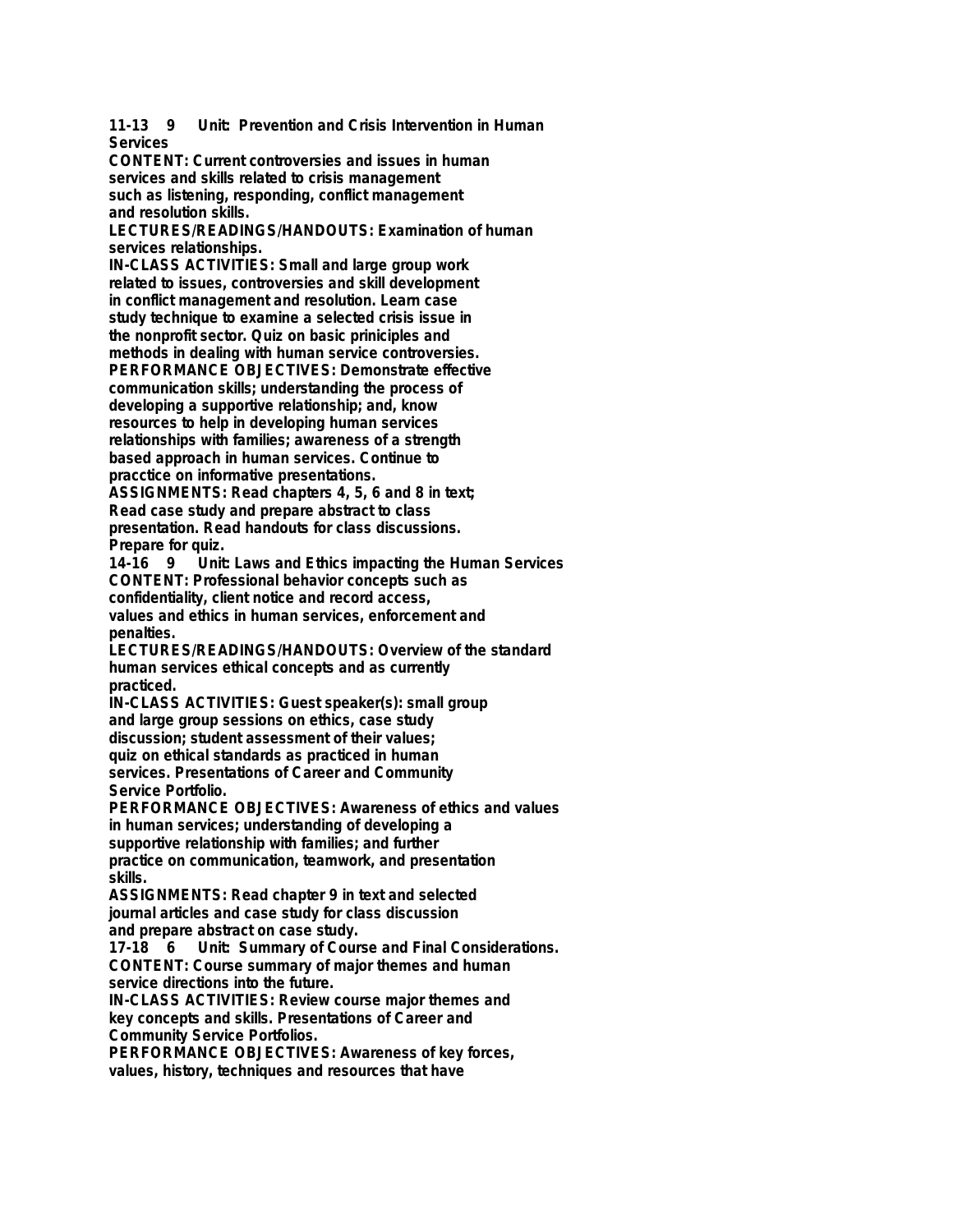**11-13 9 Unit: Prevention and Crisis Intervention in Human Services**

**CONTENT:** Current controversies and issues in human services and skills related to crisis management such as listening, responding, conflict management and resolution skills.

**LECTURES/READINGS/HANDOUTS:** Examination of human services relationships.

**IN-CLASS ACTIVITIES:** Small and large group work related to issues, controversies and skill development in conflict management and resolution. Learn case study technique to examine a selected crisis issue in the nonprofit sector. Quiz on basic priniciples and methods in dealing with human service controversies.

**PERFORMANCE OBJECTIVES:** Demonstrate effective communication skills; understanding the process of developing a supportive relationship; and, know resources to help in developing human services relationships with families; awareness of a strength based approach in human services. Continue to pracctice on informative presentations.

**ASSIGNMENTS:** Read chapters 4, 5, 6 and 8 in text; Read case study and prepare abstract to class presentation. Read handouts for class discussions. Prepare for quiz.

**14-16 9 Unit: Laws and Ethics impacting the Human Services**

**CONTENT:** Professional behavior concepts such as confidentiality, client notice and record access, values and ethics in human services, enforcement and penalties.

**LECTURES/READINGS/HANDOUTS:** Overview of the standard human services ethical concepts and as currently practiced.

**IN-CLASS ACTIVITIES:** Guest speaker(s): small group and large group sessions on ethics, case study discussion; student assessment of their values; quiz on ethical standards as practiced in human services. Presentations of Career and Community Service Portfolio.

**PERFORMANCE OBJECTIVES:** Awareness of ethics and values in human services; understanding of developing a supportive relationship with families; and further practice on communication, teamwork, and presentation skills.

**ASSIGNMENTS:** Read chapter 9 in text and selected journal articles and case study for class discussion and prepare abstract on case study.

**17-18 6 Unit: Summary of Course and Final Considerations.**

**CONTENT:** Course summary of major themes and human service directions into the future.

**IN-CLASS ACTIVITIES:** Review course major themes and key concepts and skills. Presentations of Career and Community Service Portfolios.

**PERFORMANCE OBJECTIVES:** Awareness of key forces, values, history, techniques and resources that have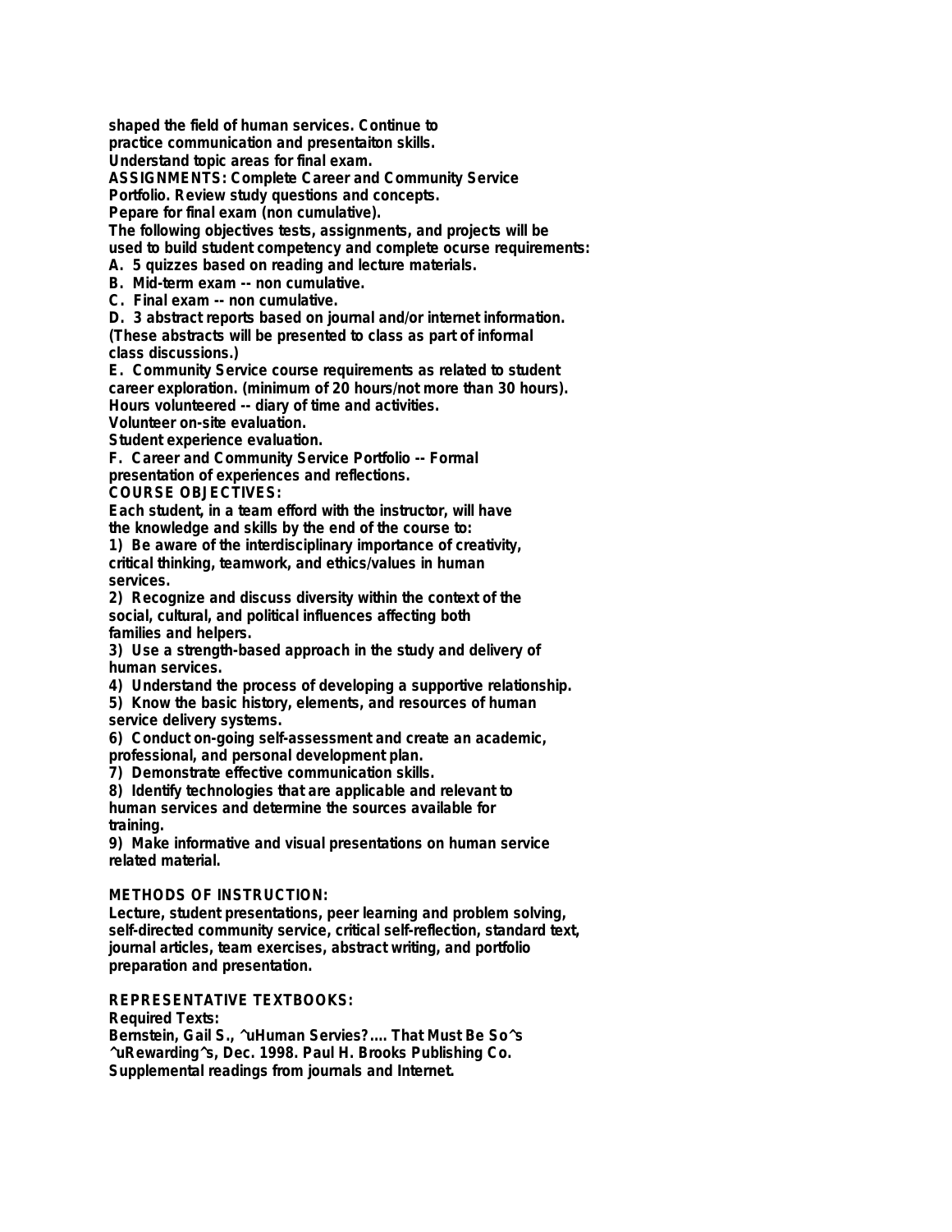shaped the field of human services. Continue to practice communication and presentaiton skills.
Understand topic areas for final exam.
**ASSIGNMENTS:** Complete Career and Community Service Portfolio. Review study questions and concepts.
Pepare for final exam (non cumulative).

The following objectives tests, assignments, and projects will be used to build student competency and complete ocurse requirements:

A. 5 quizzes based on reading and lecture materials.
B. Mid-term exam -- non cumulative.
C. Final exam -- non cumulative.
D. 3 abstract reports based on journal and/or internet information. (These abstracts will be presented to class as part of informal class discussions.)
E. Community Service course requirements as related to student career exploration. (minimum of 20 hours/not more than 30 hours).
Hours volunteered -- diary of time and activities.
Volunteer on-site evaluation.
Student experience evaluation.
F. Career and Community Service Portfolio -- Formal presentation of experiences and reflections.

## COURSE OBJECTIVES:

Each student, in a team efford with the instructor, will have the knowledge and skills by the end of the course to:

1) Be aware of the interdisciplinary importance of creativity, critical thinking, teamwork, and ethics/values in human services.
2) Recognize and discuss diversity within the context of the social, cultural, and political influences affecting both families and helpers.
3) Use a strength-based approach in the study and delivery of human services.
4) Understand the process of developing a supportive relationship.
5) Know the basic history, elements, and resources of human service delivery systems.
6) Conduct on-going self-assessment and create an academic, professional, and personal development plan.
7) Demonstrate effective communication skills.
8) Identify technologies that are applicable and relevant to human services and determine the sources available for training.
9) Make informative and visual presentations on human service related material.

## METHODS OF INSTRUCTION:

Lecture, student presentations, peer learning and problem solving, self-directed community service, critical self-reflection, standard text, journal articles, team exercises, abstract writing, and portfolio preparation and presentation.

## REPRESENTATIVE TEXTBOOKS:

Required Texts:
Bernstein, Gail S., ^uHuman Servies?.... That Must Be So^s ^uRewarding^s, Dec. 1998. Paul H. Brooks Publishing Co.
Supplemental readings from journals and Internet.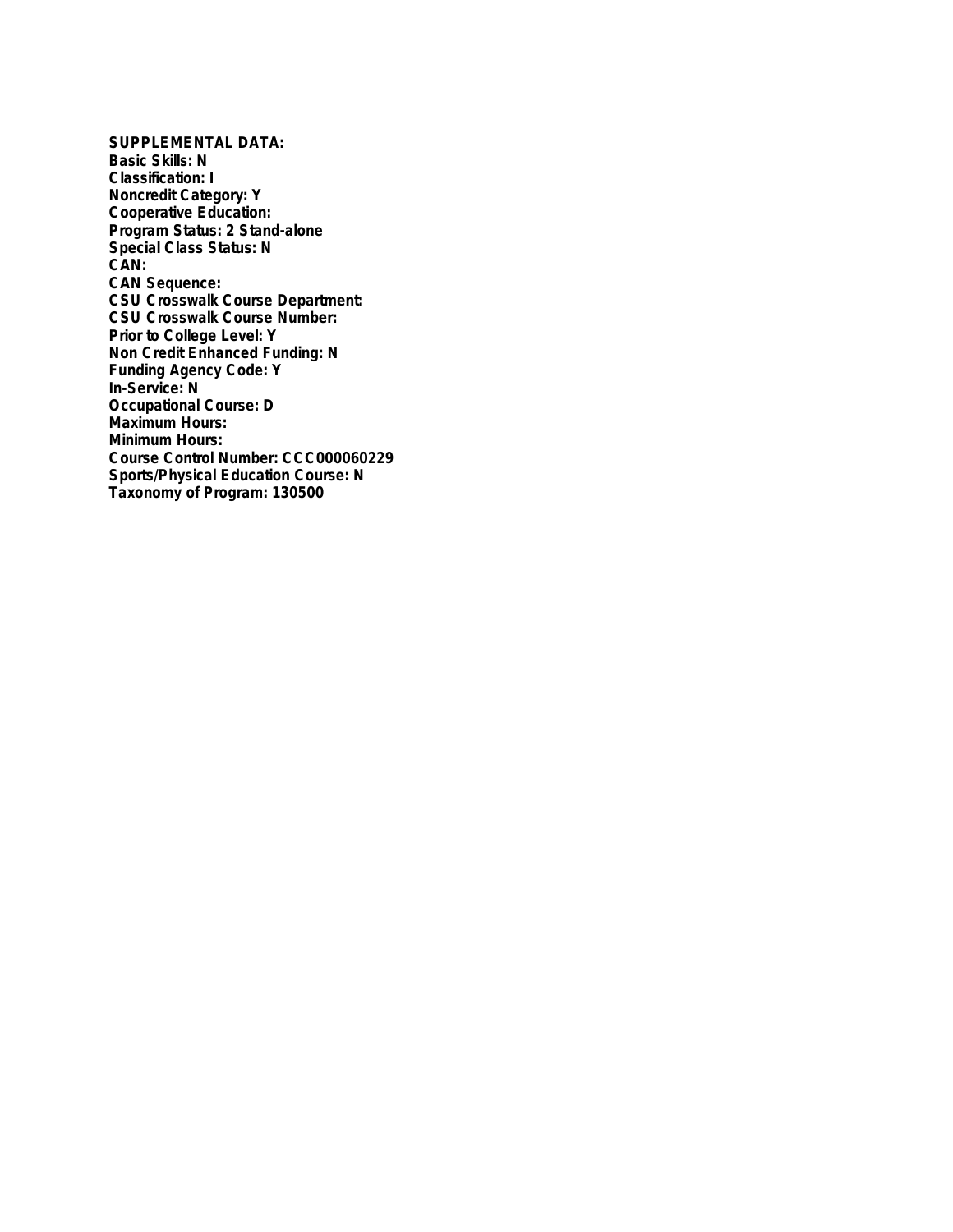**SUPPLEMENTAL DATA:**
**Basic Skills: N**
**Classification: I**
**Noncredit Category: Y**
**Cooperative Education:**
**Program Status: 2 Stand-alone**
**Special Class Status: N**
**CAN:**
**CAN Sequence:**
**CSU Crosswalk Course Department:**
**CSU Crosswalk Course Number:**
**Prior to College Level: Y**
**Non Credit Enhanced Funding: N**
**Funding Agency Code: Y**
**In-Service: N**
**Occupational Course: D**
**Maximum Hours:**
**Minimum Hours:**
**Course Control Number: CCC000060229**
**Sports/Physical Education Course: N**
**Taxonomy of Program: 130500**